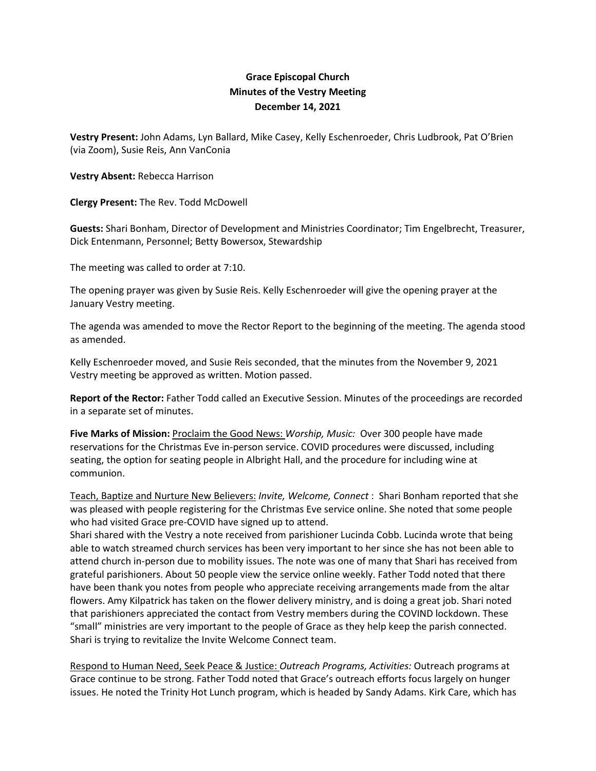# Grace Episcopal Church
## Minutes of the Vestry Meeting
### December 14, 2021

**Vestry Present:** John Adams, Lyn Ballard, Mike Casey, Kelly Eschenroeder, Chris Ludbrook, Pat O'Brien (via Zoom), Susie Reis, Ann VanConia

**Vestry Absent:** Rebecca Harrison

**Clergy Present:** The Rev. Todd McDowell

**Guests:** Shari Bonham, Director of Development and Ministries Coordinator; Tim Engelbrecht, Treasurer, Dick Entenmann, Personnel; Betty Bowersox, Stewardship

The meeting was called to order at 7:10.

The opening prayer was given by Susie Reis. Kelly Eschenroeder will give the opening prayer at the January Vestry meeting.

The agenda was amended to move the Rector Report to the beginning of the meeting. The agenda stood as amended.

Kelly Eschenroeder moved, and Susie Reis seconded, that the minutes from the November 9, 2021 Vestry meeting be approved as written. Motion passed.

**Report of the Rector:** Father Todd called an Executive Session. Minutes of the proceedings are recorded in a separate set of minutes.

**Five Marks of Mission:** <u>Proclaim the Good News:</u> *Worship, Music:* Over 300 people have made reservations for the Christmas Eve in-person service. COVID procedures were discussed, including seating, the option for seating people in Albright Hall, and the procedure for including wine at communion.

<u>Teach, Baptize and Nurture New Believers:</u> *Invite, Welcome, Connect* : Shari Bonham reported that she was pleased with people registering for the Christmas Eve service online. She noted that some people who had visited Grace pre-COVID have signed up to attend.
Shari shared with the Vestry a note received from parishioner Lucinda Cobb. Lucinda wrote that being able to watch streamed church services has been very important to her since she has not been able to attend church in-person due to mobility issues. The note was one of many that Shari has received from grateful parishioners. About 50 people view the service online weekly. Father Todd noted that there have been thank you notes from people who appreciate receiving arrangements made from the altar flowers. Amy Kilpatrick has taken on the flower delivery ministry, and is doing a great job. Shari noted that parishioners appreciated the contact from Vestry members during the COVIND lockdown. These "small" ministries are very important to the people of Grace as they help keep the parish connected. Shari is trying to revitalize the Invite Welcome Connect team.

<u>Respond to Human Need, Seek Peace & Justice:</u> *Outreach Programs, Activities:* Outreach programs at Grace continue to be strong. Father Todd noted that Grace's outreach efforts focus largely on hunger issues. He noted the Trinity Hot Lunch program, which is headed by Sandy Adams. Kirk Care, which has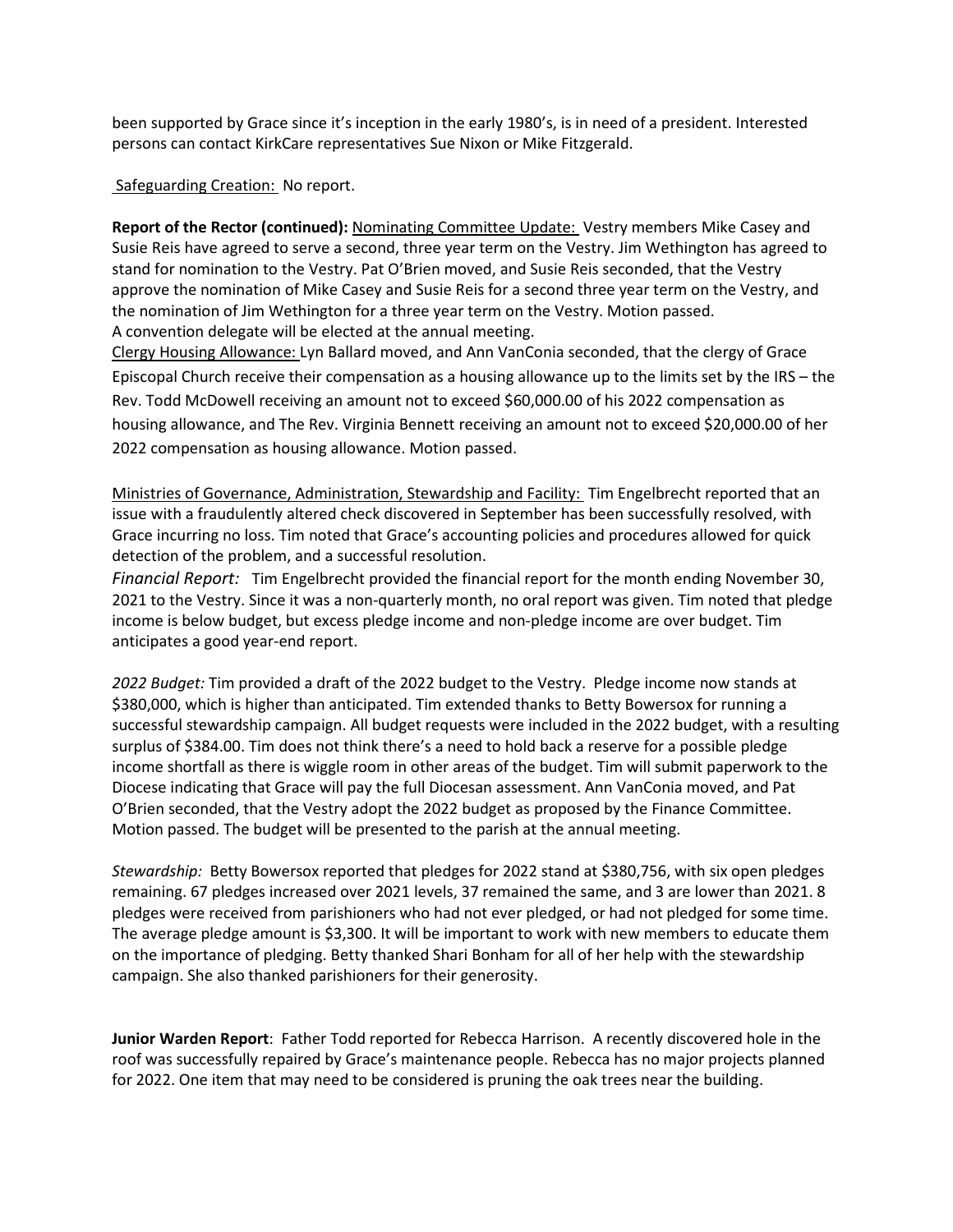been supported by Grace since it's inception in the early 1980's, is in need of a president. Interested persons can contact KirkCare representatives Sue Nixon or Mike Fitzgerald.

Safeguarding Creation: No report.

**Report of the Rector (continued):** Nominating Committee Update: Vestry members Mike Casey and Susie Reis have agreed to serve a second, three year term on the Vestry. Jim Wethington has agreed to stand for nomination to the Vestry. Pat O'Brien moved, and Susie Reis seconded, that the Vestry approve the nomination of Mike Casey and Susie Reis for a second three year term on the Vestry, and the nomination of Jim Wethington for a three year term on the Vestry. Motion passed.
A convention delegate will be elected at the annual meeting.
Clergy Housing Allowance: Lyn Ballard moved, and Ann VanConia seconded, that the clergy of Grace Episcopal Church receive their compensation as a housing allowance up to the limits set by the IRS – the Rev. Todd McDowell receiving an amount not to exceed $60,000.00 of his 2022 compensation as housing allowance, and The Rev. Virginia Bennett receiving an amount not to exceed $20,000.00 of her 2022 compensation as housing allowance. Motion passed.

Ministries of Governance, Administration, Stewardship and Facility: Tim Engelbrecht reported that an issue with a fraudulently altered check discovered in September has been successfully resolved, with Grace incurring no loss. Tim noted that Grace's accounting policies and procedures allowed for quick detection of the problem, and a successful resolution.
*Financial Report:* Tim Engelbrecht provided the financial report for the month ending November 30, 2021 to the Vestry. Since it was a non-quarterly month, no oral report was given. Tim noted that pledge income is below budget, but excess pledge income and non-pledge income are over budget. Tim anticipates a good year-end report.

*2022 Budget:* Tim provided a draft of the 2022 budget to the Vestry. Pledge income now stands at $380,000, which is higher than anticipated. Tim extended thanks to Betty Bowersox for running a successful stewardship campaign. All budget requests were included in the 2022 budget, with a resulting surplus of $384.00. Tim does not think there's a need to hold back a reserve for a possible pledge income shortfall as there is wiggle room in other areas of the budget. Tim will submit paperwork to the Diocese indicating that Grace will pay the full Diocesan assessment. Ann VanConia moved, and Pat O'Brien seconded, that the Vestry adopt the 2022 budget as proposed by the Finance Committee. Motion passed. The budget will be presented to the parish at the annual meeting.

*Stewardship:* Betty Bowersox reported that pledges for 2022 stand at $380,756, with six open pledges remaining. 67 pledges increased over 2021 levels, 37 remained the same, and 3 are lower than 2021. 8 pledges were received from parishioners who had not ever pledged, or had not pledged for some time. The average pledge amount is $3,300. It will be important to work with new members to educate them on the importance of pledging. Betty thanked Shari Bonham for all of her help with the stewardship campaign. She also thanked parishioners for their generosity.

**Junior Warden Report**: Father Todd reported for Rebecca Harrison. A recently discovered hole in the roof was successfully repaired by Grace's maintenance people. Rebecca has no major projects planned for 2022. One item that may need to be considered is pruning the oak trees near the building.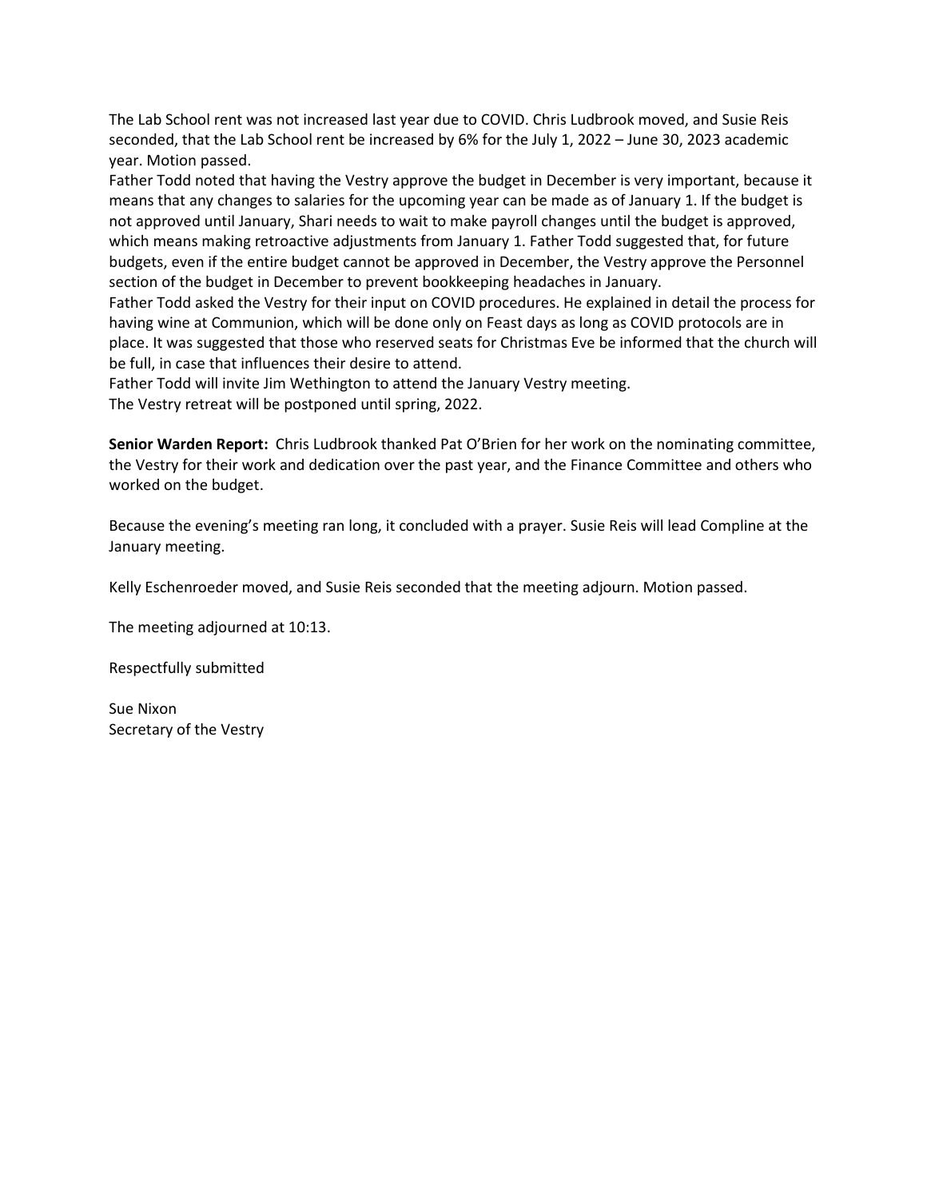The Lab School rent was not increased last year due to COVID. Chris Ludbrook moved, and Susie Reis seconded, that the Lab School rent be increased by 6% for the July 1, 2022 – June 30, 2023 academic year. Motion passed.

Father Todd noted that having the Vestry approve the budget in December is very important, because it means that any changes to salaries for the upcoming year can be made as of January 1. If the budget is not approved until January, Shari needs to wait to make payroll changes until the budget is approved, which means making retroactive adjustments from January 1. Father Todd suggested that, for future budgets, even if the entire budget cannot be approved in December, the Vestry approve the Personnel section of the budget in December to prevent bookkeeping headaches in January.

Father Todd asked the Vestry for their input on COVID procedures. He explained in detail the process for having wine at Communion, which will be done only on Feast days as long as COVID protocols are in place. It was suggested that those who reserved seats for Christmas Eve be informed that the church will be full, in case that influences their desire to attend.

Father Todd will invite Jim Wethington to attend the January Vestry meeting.

The Vestry retreat will be postponed until spring, 2022.

**Senior Warden Report:** Chris Ludbrook thanked Pat O'Brien for her work on the nominating committee, the Vestry for their work and dedication over the past year, and the Finance Committee and others who worked on the budget.

Because the evening's meeting ran long, it concluded with a prayer. Susie Reis will lead Compline at the January meeting.

Kelly Eschenroeder moved, and Susie Reis seconded that the meeting adjourn. Motion passed.

The meeting adjourned at 10:13.

Respectfully submitted

Sue Nixon
Secretary of the Vestry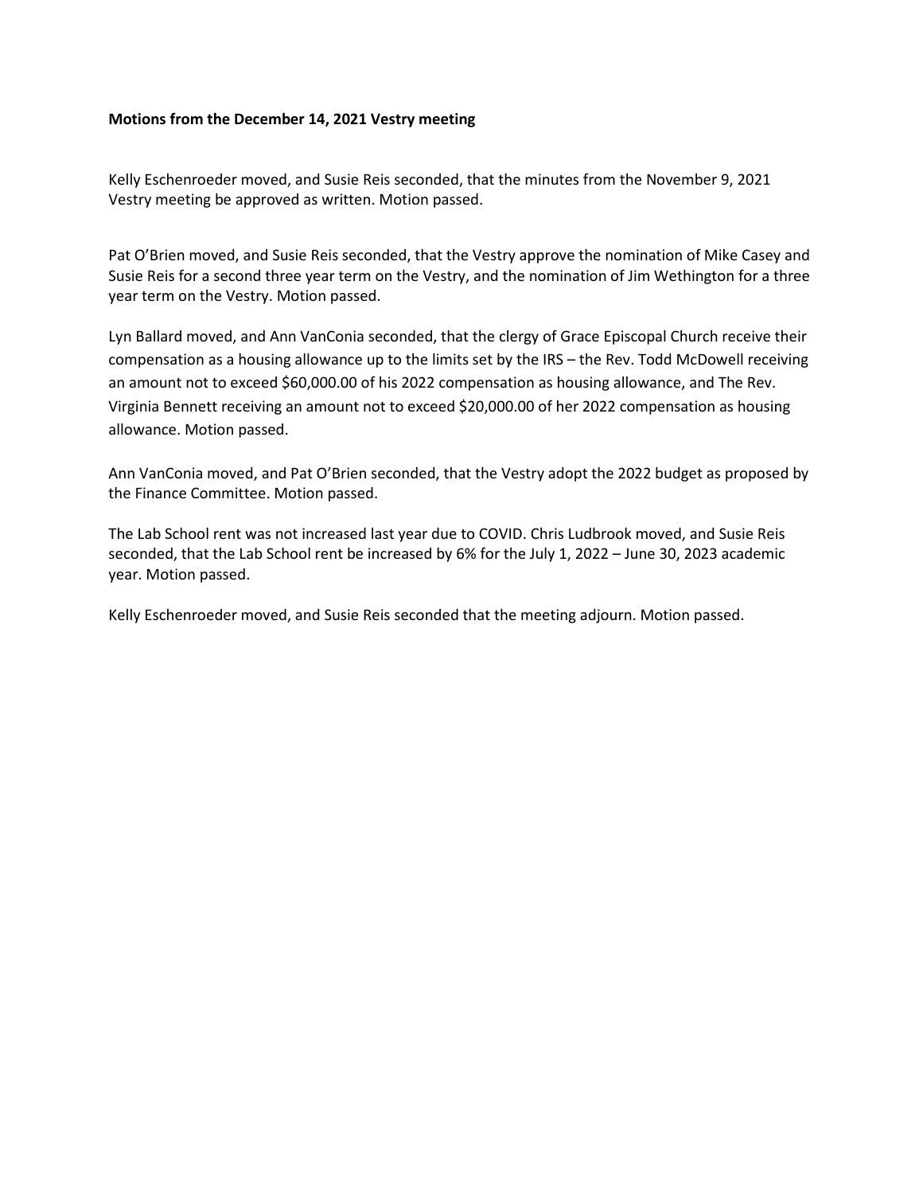**Motions from the December 14, 2021 Vestry meeting**

Kelly Eschenroeder moved, and Susie Reis seconded, that the minutes from the November 9, 2021 Vestry meeting be approved as written. Motion passed.

Pat O'Brien moved, and Susie Reis seconded, that the Vestry approve the nomination of Mike Casey and Susie Reis for a second three year term on the Vestry, and the nomination of Jim Wethington for a three year term on the Vestry. Motion passed.

Lyn Ballard moved, and Ann VanConia seconded, that the clergy of Grace Episcopal Church receive their compensation as a housing allowance up to the limits set by the IRS – the Rev. Todd McDowell receiving an amount not to exceed $60,000.00 of his 2022 compensation as housing allowance, and The Rev. Virginia Bennett receiving an amount not to exceed $20,000.00 of her 2022 compensation as housing allowance. Motion passed.

Ann VanConia moved, and Pat O'Brien seconded, that the Vestry adopt the 2022 budget as proposed by the Finance Committee. Motion passed.

The Lab School rent was not increased last year due to COVID. Chris Ludbrook moved, and Susie Reis seconded, that the Lab School rent be increased by 6% for the July 1, 2022 – June 30, 2023 academic year. Motion passed.

Kelly Eschenroeder moved, and Susie Reis seconded that the meeting adjourn. Motion passed.